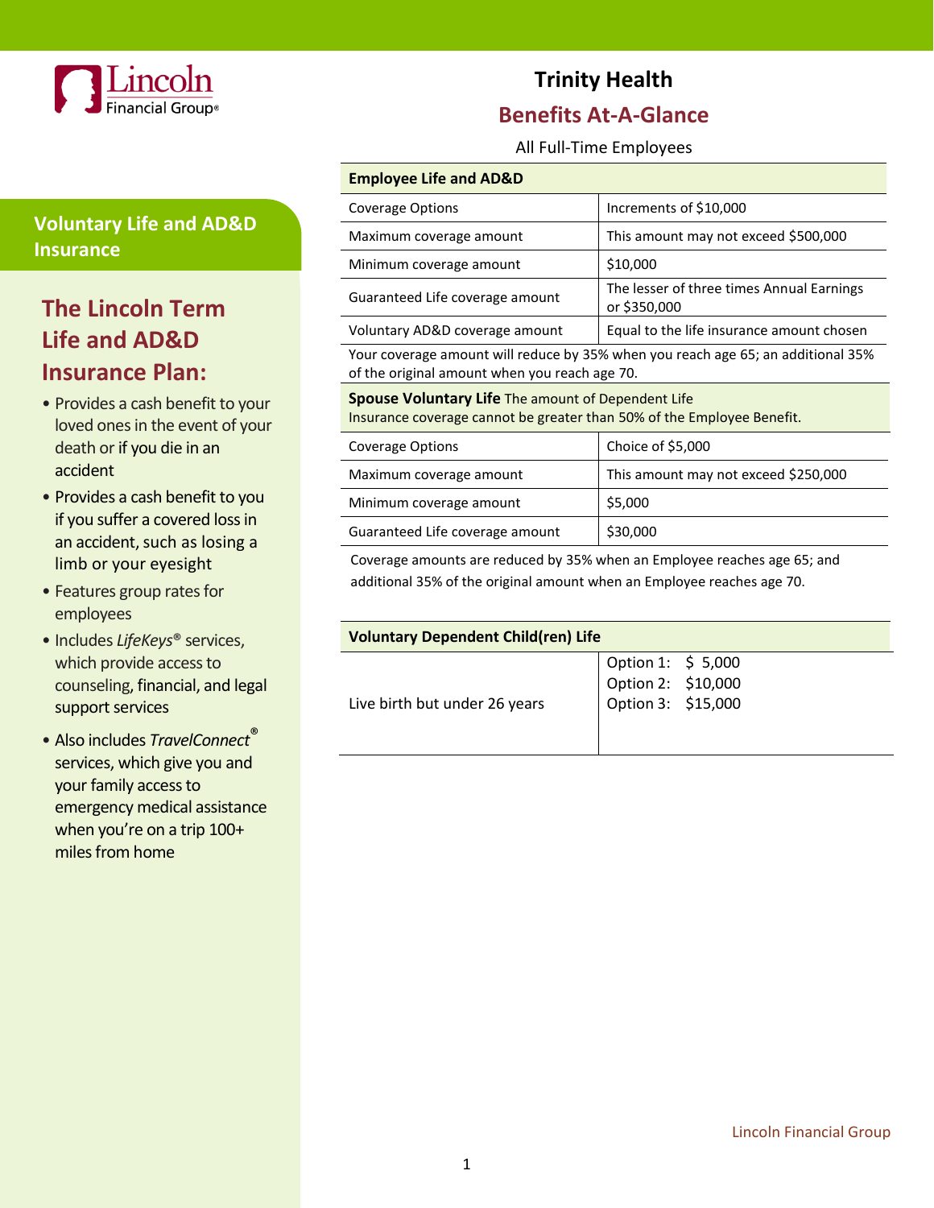# Trinity Health

## Benefits At-A-Glance

All Full-Time Employees

## Voluntary Life and AD&D Insurance

### The Lincoln Term Life and AD&D Insurance Plan:

- Provides a cash benefit to your loved ones in the event of your death or if you die in an accident
- Provides a cash benefit to you if you suffer a covered loss in an accident, such as losing a limb or your eyesight
- Features group rates for employees
- Includes *LifeKeys*® services, which provide access to counseling, financial, and legal support services
- Also includes *TravelConnect*® services, which give you and your family access to emergency medical assistance when you're on a trip 100+ miles from home

| **Employee Life and AD&D** | |
|---|---|
| Coverage Options | Increments of $10,000 |
| Maximum coverage amount | This amount may not exceed $500,000 |
| Minimum coverage amount | $10,000 |
| Guaranteed Life coverage amount | The lesser of three times Annual Earnings or $350,000 |
| Voluntary AD&D coverage amount | Equal to the life insurance amount chosen |

Your coverage amount will reduce by 35% when you reach age 65; an additional 35% of the original amount when you reach age 70.

**Spouse Voluntary Life** The amount of Dependent Life Insurance coverage cannot be greater than 50% of the Employee Benefit.

| Coverage Options | Choice of $5,000 |
|---|---|
| Maximum coverage amount | This amount may not exceed $250,000 |
| Minimum coverage amount | $5,000 |
| Guaranteed Life coverage amount | $30,000 |

Coverage amounts are reduced by 35% when an Employee reaches age 65; and additional 35% of the original amount when an Employee reaches age 70.

| **Voluntary Dependent Child(ren) Life** | |
|---|---|
| Live birth but under 26 years | Option 1: $ 5,000<br>Option 2: $10,000<br>Option 3: $15,000 |

Lincoln Financial Group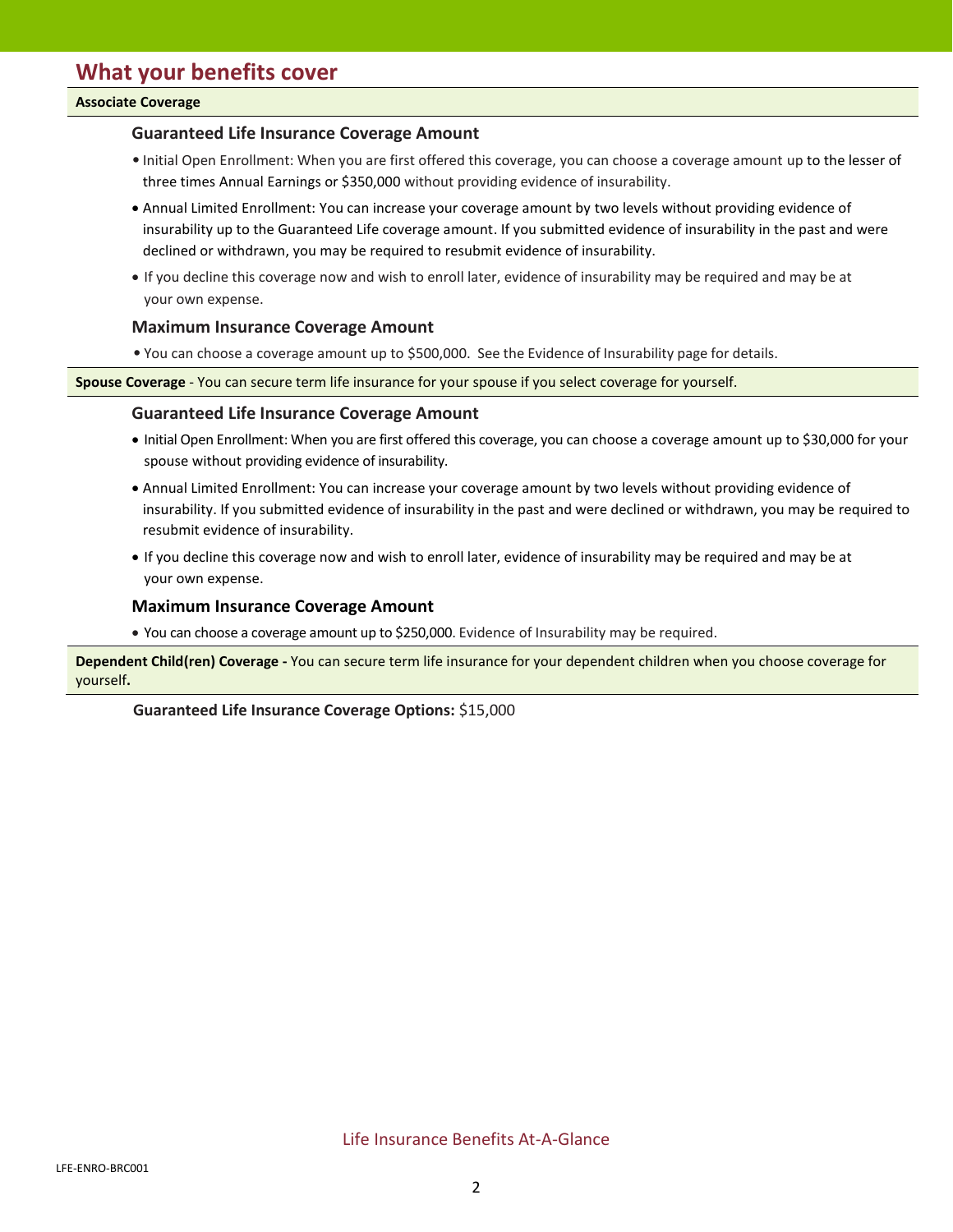## What your benefits cover

**Associate Coverage**

### Guaranteed Life Insurance Coverage Amount

- Initial Open Enrollment: When you are first offered this coverage, you can choose a coverage amount up to the lesser of three times Annual Earnings or $350,000 without providing evidence of insurability.
- Annual Limited Enrollment: You can increase your coverage amount by two levels without providing evidence of insurability up to the Guaranteed Life coverage amount. If you submitted evidence of insurability in the past and were declined or withdrawn, you may be required to resubmit evidence of insurability.
- If you decline this coverage now and wish to enroll later, evidence of insurability may be required and may be at your own expense.

### Maximum Insurance Coverage Amount

- You can choose a coverage amount up to $500,000. See the Evidence of Insurability page for details.

**Spouse Coverage** - You can secure term life insurance for your spouse if you select coverage for yourself.

### Guaranteed Life Insurance Coverage Amount

- Initial Open Enrollment: When you are first offered this coverage, you can choose a coverage amount up to $30,000 for your spouse without providing evidence of insurability.
- Annual Limited Enrollment: You can increase your coverage amount by two levels without providing evidence of insurability. If you submitted evidence of insurability in the past and were declined or withdrawn, you may be required to resubmit evidence of insurability.
- If you decline this coverage now and wish to enroll later, evidence of insurability may be required and may be at your own expense.

### Maximum Insurance Coverage Amount

- You can choose a coverage amount up to $250,000. Evidence of Insurability may be required.

**Dependent Child(ren) Coverage -** You can secure term life insurance for your dependent children when you choose coverage for yourself**.**

**Guaranteed Life Insurance Coverage Options:** $15,000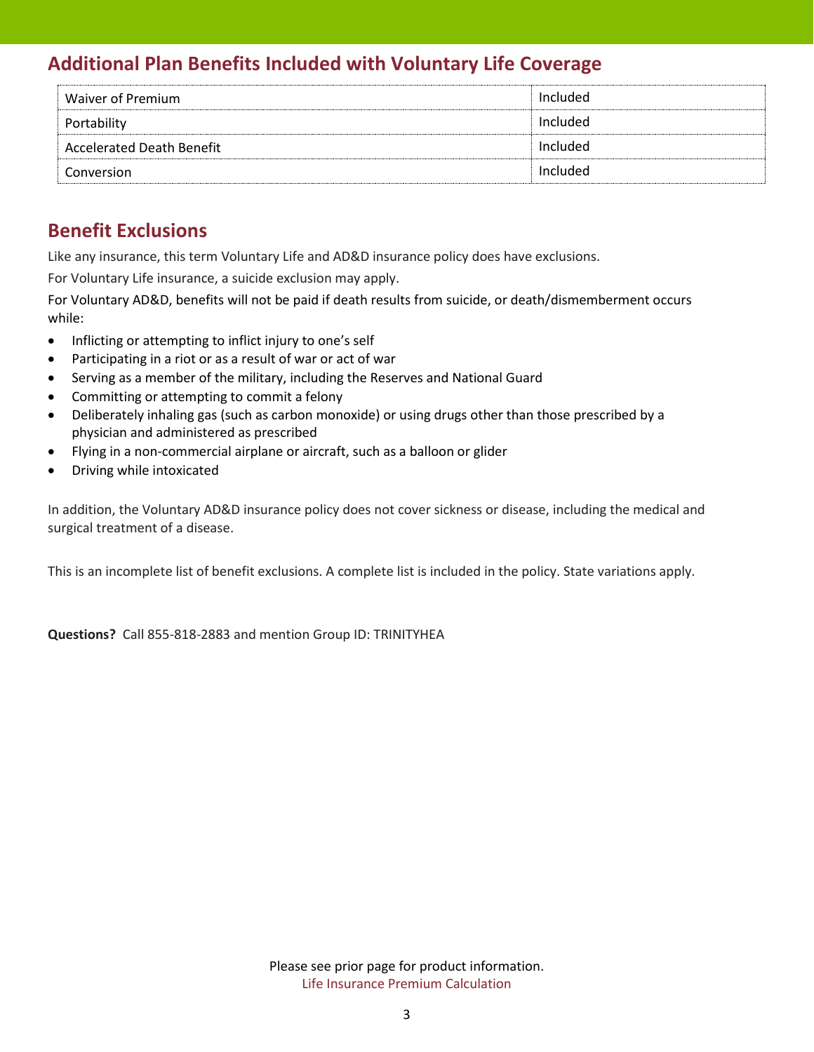## Additional Plan Benefits Included with Voluntary Life Coverage

| | |
|---|---|
| Waiver of Premium | Included |
| Portability | Included |
| Accelerated Death Benefit | Included |
| Conversion | Included |

## Benefit Exclusions

Like any insurance, this term Voluntary Life and AD&D insurance policy does have exclusions.

For Voluntary Life insurance, a suicide exclusion may apply.

For Voluntary AD&D, benefits will not be paid if death results from suicide, or death/dismemberment occurs while:

- Inflicting or attempting to inflict injury to one's self
- Participating in a riot or as a result of war or act of war
- Serving as a member of the military, including the Reserves and National Guard
- Committing or attempting to commit a felony
- Deliberately inhaling gas (such as carbon monoxide) or using drugs other than those prescribed by a physician and administered as prescribed
- Flying in a non-commercial airplane or aircraft, such as a balloon or glider
- Driving while intoxicated

In addition, the Voluntary AD&D insurance policy does not cover sickness or disease, including the medical and surgical treatment of a disease.

This is an incomplete list of benefit exclusions. A complete list is included in the policy. State variations apply.

**Questions?** Call 855-818-2883 and mention Group ID: TRINITYHEA

Please see prior page for product information.
Life Insurance Premium Calculation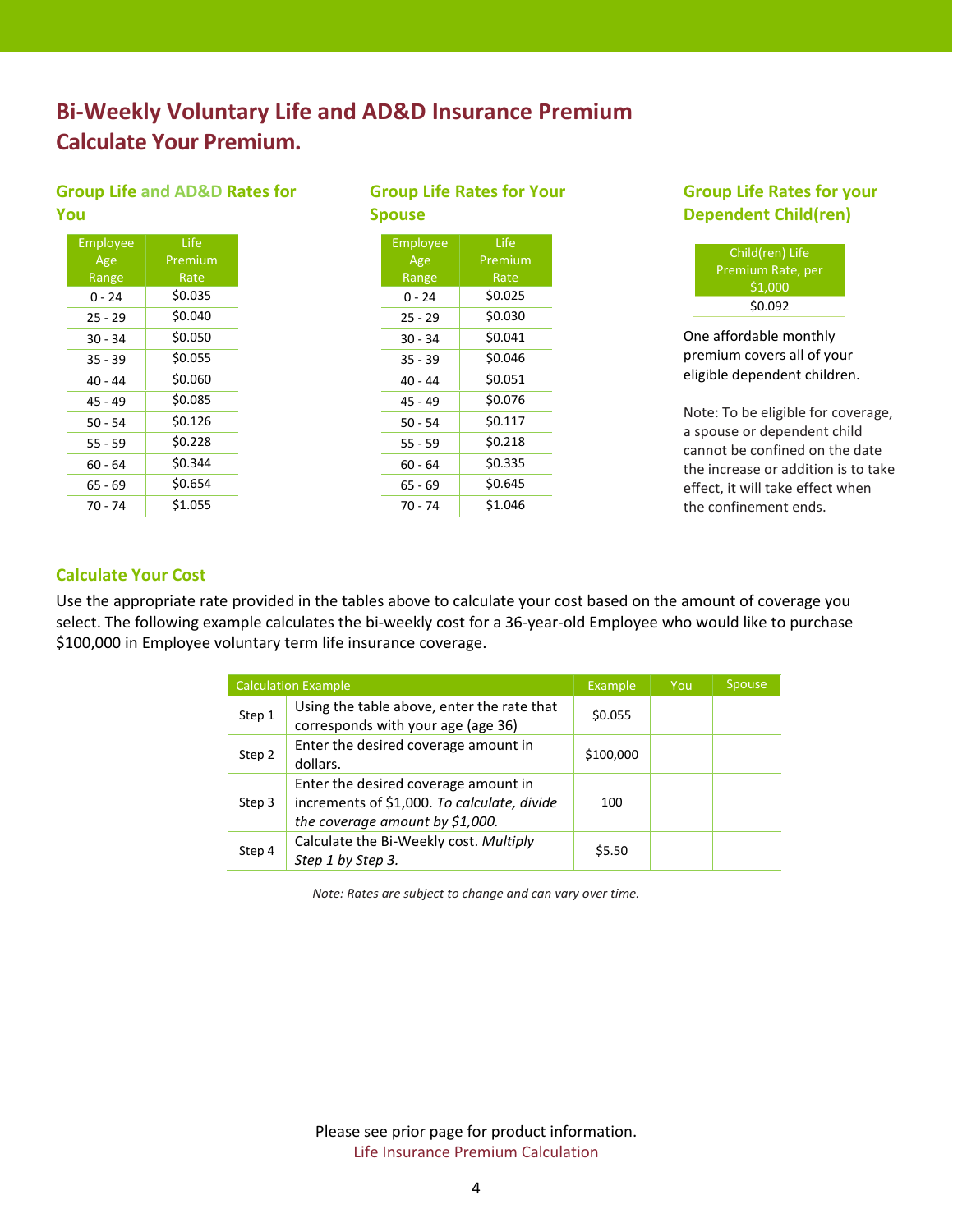# Bi-Weekly Voluntary Life and AD&D Insurance Premium
# Calculate Your Premium.

### Group Life and AD&D Rates for You

| Employee Age Range | Life Premium Rate |
|---|---|
| 0 - 24 | $0.035 |
| 25 - 29 | $0.040 |
| 30 - 34 | $0.050 |
| 35 - 39 | $0.055 |
| 40 - 44 | $0.060 |
| 45 - 49 | $0.085 |
| 50 - 54 | $0.126 |
| 55 - 59 | $0.228 |
| 60 - 64 | $0.344 |
| 65 - 69 | $0.654 |
| 70 - 74 | $1.055 |

### Group Life Rates for Your Spouse

| Employee Age Range | Life Premium Rate |
|---|---|
| 0 - 24 | $0.025 |
| 25 - 29 | $0.030 |
| 30 - 34 | $0.041 |
| 35 - 39 | $0.046 |
| 40 - 44 | $0.051 |
| 45 - 49 | $0.076 |
| 50 - 54 | $0.117 |
| 55 - 59 | $0.218 |
| 60 - 64 | $0.335 |
| 65 - 69 | $0.645 |
| 70 - 74 | $1.046 |

### Group Life Rates for your Dependent Child(ren)

| Child(ren) Life Premium Rate, per $1,000 |
|---|
| $0.092 |

One affordable monthly premium covers all of your eligible dependent children.

Note: To be eligible for coverage, a spouse or dependent child cannot be confined on the date the increase or addition is to take effect, it will take effect when the confinement ends.

### Calculate Your Cost

Use the appropriate rate provided in the tables above to calculate your cost based on the amount of coverage you select. The following example calculates the bi-weekly cost for a 36-year-old Employee who would like to purchase $100,000 in Employee voluntary term life insurance coverage.

| Calculation Example | | Example | You | Spouse |
|---|---|---|---|---|
| Step 1 | Using the table above, enter the rate that corresponds with your age (age 36) | $0.055 | | |
| Step 2 | Enter the desired coverage amount in dollars. | $100,000 | | |
| Step 3 | Enter the desired coverage amount in increments of $1,000. *To calculate, divide the coverage amount by $1,000.* | 100 | | |
| Step 4 | Calculate the Bi-Weekly cost. *Multiply Step 1 by Step 3.* | $5.50 | | |

*Note: Rates are subject to change and can vary over time.*

Please see prior page for product information.
Life Insurance Premium Calculation